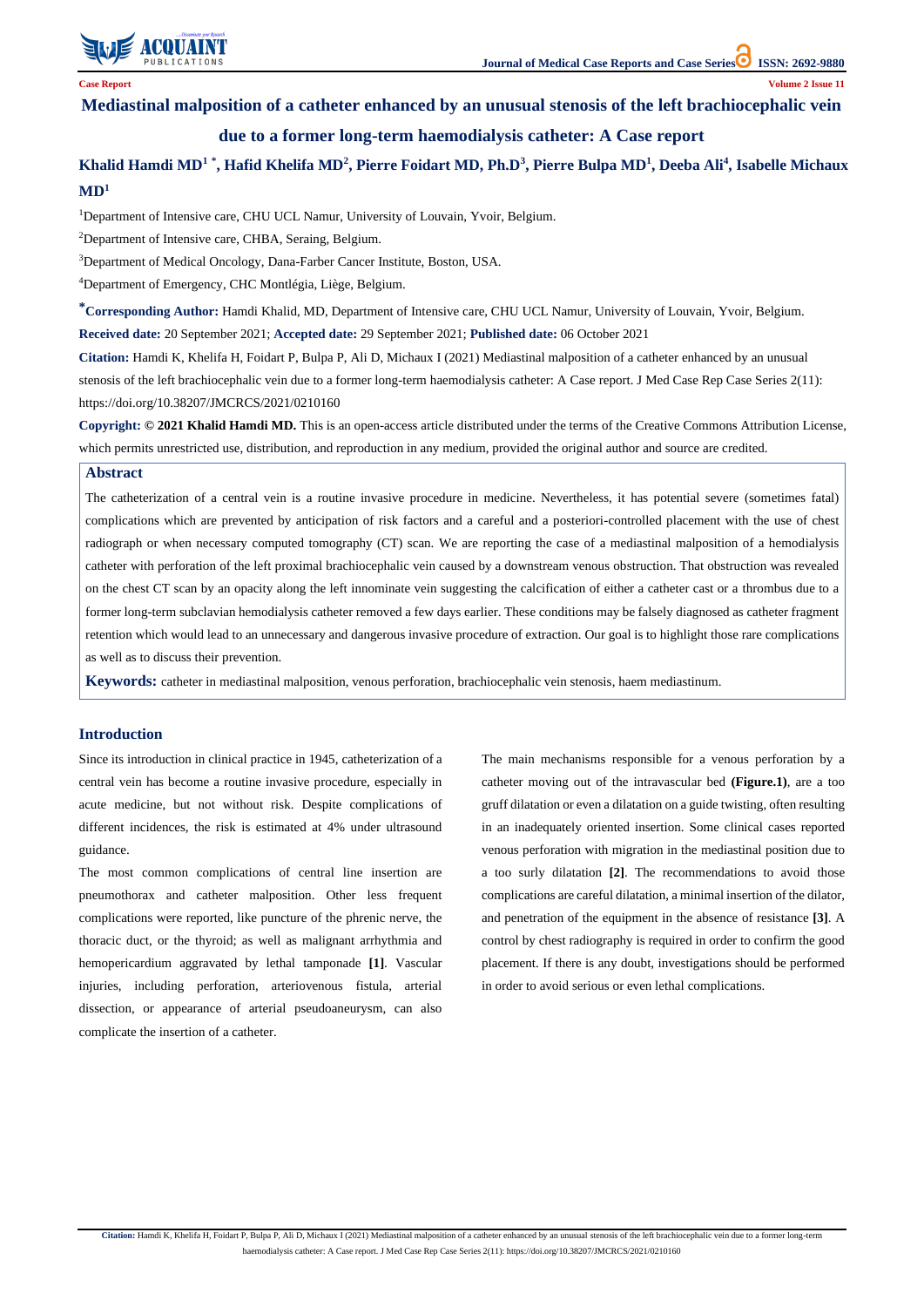Case Report

# Mediastinal malposition of a catheter enhanced by an unusual stenosis of the left brachiocephalic vein due to a former long-term haemodialysis catheter: A Case report

**Khalid Hamdi MD[1] *, Hafid Khelifa MD[2], Pierre Foidart MD, Ph.D[3], Pierre Bulpa MD[1], Deeba Ali[4], Isabelle Michaux MD[1]**

[1]Department of Intensive care, CHU UCL Namur, University of Louvain, Yvoir, Belgium.

[2]Department of Intensive care, CHBA, Seraing, Belgium.

[3]Department of Medical Oncology, Dana-Farber Cancer Institute, Boston, USA.

[4]Department of Emergency, CHC Montlégia, Liège, Belgium.

**[*]Corresponding Author:** Hamdi Khalid, MD, Department of Intensive care, CHU UCL Namur, University of Louvain, Yvoir, Belgium.

**Received date:** 20 September 2021; **Accepted date:** 29 September 2021; **Published date:** 06 October 2021

**Citation:** Hamdi K, Khelifa H, Foidart P, Bulpa P, Ali D, Michaux I (2021) Mediastinal malposition of a catheter enhanced by an unusual stenosis of the left brachiocephalic vein due to a former long-term haemodialysis catheter: A Case report. J Med Case Rep Case Series 2(11): https://doi.org/10.38207/JMCRCS/2021/0210160

**Copyright: © 2021 Khalid Hamdi MD.** This is an open-access article distributed under the terms of the Creative Commons Attribution License, which permits unrestricted use, distribution, and reproduction in any medium, provided the original author and source are credited.

## Abstract

The catheterization of a central vein is a routine invasive procedure in medicine. Nevertheless, it has potential severe (sometimes fatal) complications which are prevented by anticipation of risk factors and a careful and a posteriori-controlled placement with the use of chest radiograph or when necessary computed tomography (CT) scan. We are reporting the case of a mediastinal malposition of a hemodialysis catheter with perforation of the left proximal brachiocephalic vein caused by a downstream venous obstruction. That obstruction was revealed on the chest CT scan by an opacity along the left innominate vein suggesting the calcification of either a catheter cast or a thrombus due to a former long-term subclavian hemodialysis catheter removed a few days earlier. These conditions may be falsely diagnosed as catheter fragment retention which would lead to an unnecessary and dangerous invasive procedure of extraction. Our goal is to highlight those rare complications as well as to discuss their prevention.

**Keywords:** catheter in mediastinal malposition, venous perforation, brachiocephalic vein stenosis, haem mediastinum.

## Introduction

Since its introduction in clinical practice in 1945, catheterization of a central vein has become a routine invasive procedure, especially in acute medicine, but not without risk. Despite complications of different incidences, the risk is estimated at 4% under ultrasound guidance.

The most common complications of central line insertion are pneumothorax and catheter malposition. Other less frequent complications were reported, like puncture of the phrenic nerve, the thoracic duct, or the thyroid; as well as malignant arrhythmia and hemopericardium aggravated by lethal tamponade **[1]**. Vascular injuries, including perforation, arteriovenous fistula, arterial dissection, or appearance of arterial pseudoaneurysm, can also complicate the insertion of a catheter.

The main mechanisms responsible for a venous perforation by a catheter moving out of the intravascular bed **(Figure.1)**, are a too gruff dilatation or even a dilatation on a guide twisting, often resulting in an inadequately oriented insertion. Some clinical cases reported venous perforation with migration in the mediastinal position due to a too surly dilatation **[2]**. The recommendations to avoid those complications are careful dilatation, a minimal insertion of the dilator, and penetration of the equipment in the absence of resistance **[3]**. A control by chest radiography is required in order to confirm the good placement. If there is any doubt, investigations should be performed in order to avoid serious or even lethal complications.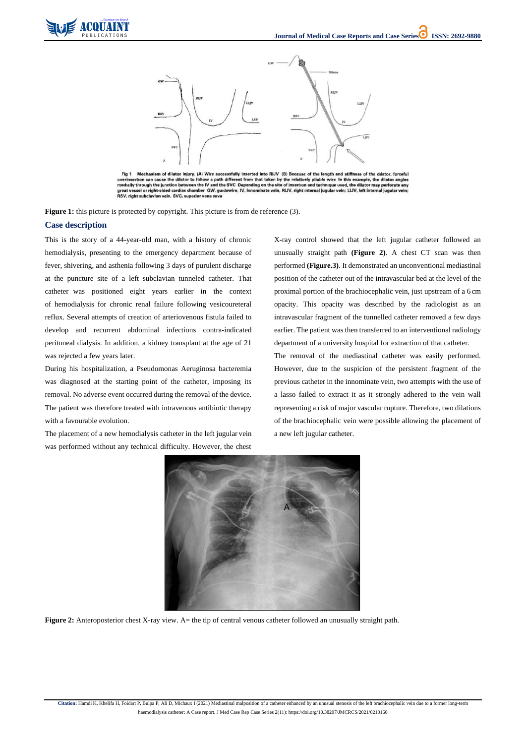Fig 1 Mechanism of dilator injury. (A) Wire successfully inserted into RIJV (B) Because of the length and stiffness of the dilator, forceful overinsertion can cause the dilator to follow a path different from that taken by the relatively pliable wire In this example, the dilator angles medially through the junction between the IV and the SVC Depending on the site of insertion and technique used, the dilator may perforate any great vessel or right-sided cardiac chamber GW, guidewire, IV, innominate vein, RIJV, right internal jugular vein; LIJV, left internal jugular vein; RSV, right subclavian vein, SVC, superior vena cava

**Figure 1:** this picture is protected by copyright. This picture is from de reference (3).

## Case description

This is the story of a 44-year-old man, with a history of chronic hemodialysis, presenting to the emergency department because of fever, shivering, and asthenia following 3 days of purulent discharge at the puncture site of a left subclavian tunneled catheter. That catheter was positioned eight years earlier in the context of hemodialysis for chronic renal failure following vesicoureteral reflux. Several attempts of creation of arteriovenous fistula failed to develop and recurrent abdominal infections contra-indicated peritoneal dialysis. In addition, a kidney transplant at the age of 21 was rejected a few years later.

During his hospitalization, a Pseudomonas Aeruginosa bacteremia was diagnosed at the starting point of the catheter, imposing its removal. No adverse event occurred during the removal of the device. The patient was therefore treated with intravenous antibiotic therapy with a favourable evolution.

The placement of a new hemodialysis catheter in the left jugular vein was performed without any technical difficulty. However, the chest X-ray control showed that the left jugular catheter followed an unusually straight path **(Figure 2)**. A chest CT scan was then performed **(Figure.3)**. It demonstrated an unconventional mediastinal position of the catheter out of the intravascular bed at the level of the proximal portion of the brachiocephalic vein, just upstream of a 6 cm opacity. This opacity was described by the radiologist as an intravascular fragment of the tunnelled catheter removed a few days earlier. The patient was then transferred to an interventional radiology department of a university hospital for extraction of that catheter.

The removal of the mediastinal catheter was easily performed. However, due to the suspicion of the persistent fragment of the previous catheter in the innominate vein, two attempts with the use of a lasso failed to extract it as it strongly adhered to the vein wall representing a risk of major vascular rupture. Therefore, two dilations of the brachiocephalic vein were possible allowing the placement of a new left jugular catheter.

**Figure 2:** Anteroposterior chest X-ray view. A= the tip of central venous catheter followed an unusually straight path.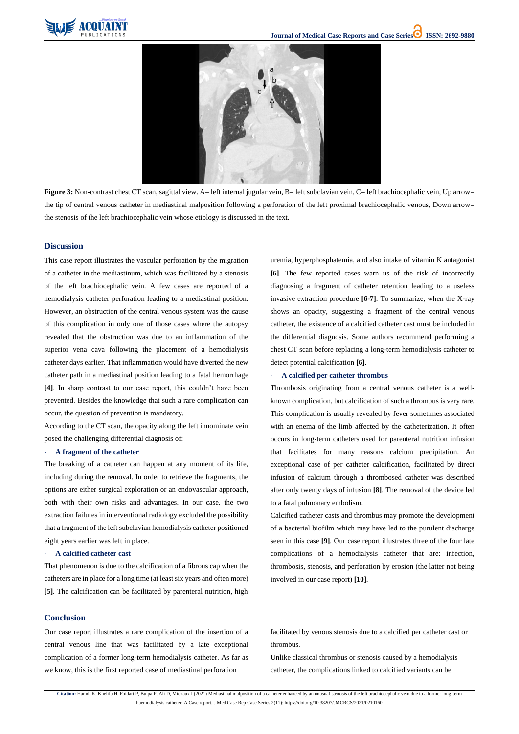**Figure 3:** Non-contrast chest CT scan, sagittal view. A= left internal jugular vein, B= left subclavian vein, C= left brachiocephalic vein, Up arrow= the tip of central venous catheter in mediastinal malposition following a perforation of the left proximal brachiocephalic venous, Down arrow= the stenosis of the left brachiocephalic vein whose etiology is discussed in the text.

## Discussion

This case report illustrates the vascular perforation by the migration of a catheter in the mediastinum, which was facilitated by a stenosis of the left brachiocephalic vein. A few cases are reported of a hemodialysis catheter perforation leading to a mediastinal position. However, an obstruction of the central venous system was the cause of this complication in only one of those cases where the autopsy revealed that the obstruction was due to an inflammation of the superior vena cava following the placement of a hemodialysis catheter days earlier. That inflammation would have diverted the new catheter path in a mediastinal position leading to a fatal hemorrhage **[4]**. In sharp contrast to our case report, this couldn't have been prevented. Besides the knowledge that such a rare complication can occur, the question of prevention is mandatory.

According to the CT scan, the opacity along the left innominate vein posed the challenging differential diagnosis of:

- **A fragment of the catheter**

The breaking of a catheter can happen at any moment of its life, including during the removal. In order to retrieve the fragments, the options are either surgical exploration or an endovascular approach, both with their own risks and advantages. In our case, the two extraction failures in interventional radiology excluded the possibility that a fragment of the left subclavian hemodialysis catheter positioned eight years earlier was left in place.

- **A calcified catheter cast**

That phenomenon is due to the calcification of a fibrous cap when the catheters are in place for a long time (at least six years and often more) **[5]**. The calcification can be facilitated by parenteral nutrition, high uremia, hyperphosphatemia, and also intake of vitamin K antagonist **[6]**. The few reported cases warn us of the risk of incorrectly diagnosing a fragment of catheter retention leading to a useless invasive extraction procedure **[6-7]**. To summarize, when the X-ray shows an opacity, suggesting a fragment of the central venous catheter, the existence of a calcified catheter cast must be included in the differential diagnosis. Some authors recommend performing a chest CT scan before replacing a long-term hemodialysis catheter to detect potential calcification **[6]**.

- **A calcified per catheter thrombus**

Thrombosis originating from a central venous catheter is a well-known complication, but calcification of such a thrombus is very rare. This complication is usually revealed by fever sometimes associated with an enema of the limb affected by the catheterization. It often occurs in long-term catheters used for parenteral nutrition infusion that facilitates for many reasons calcium precipitation. An exceptional case of per catheter calcification, facilitated by direct infusion of calcium through a thrombosed catheter was described after only twenty days of infusion **[8]**. The removal of the device led to a fatal pulmonary embolism.

Calcified catheter casts and thrombus may promote the development of a bacterial biofilm which may have led to the purulent discharge seen in this case **[9]**. Our case report illustrates three of the four late complications of a hemodialysis catheter that are: infection, thrombosis, stenosis, and perforation by erosion (the latter not being involved in our case report) **[10]**.

## Conclusion

Our case report illustrates a rare complication of the insertion of a central venous line that was facilitated by a late exceptional complication of a former long-term hemodialysis catheter. As far as we know, this is the first reported case of mediastinal perforation facilitated by venous stenosis due to a calcified per catheter cast or thrombus.

Unlike classical thrombus or stenosis caused by a hemodialysis catheter, the complications linked to calcified variants can be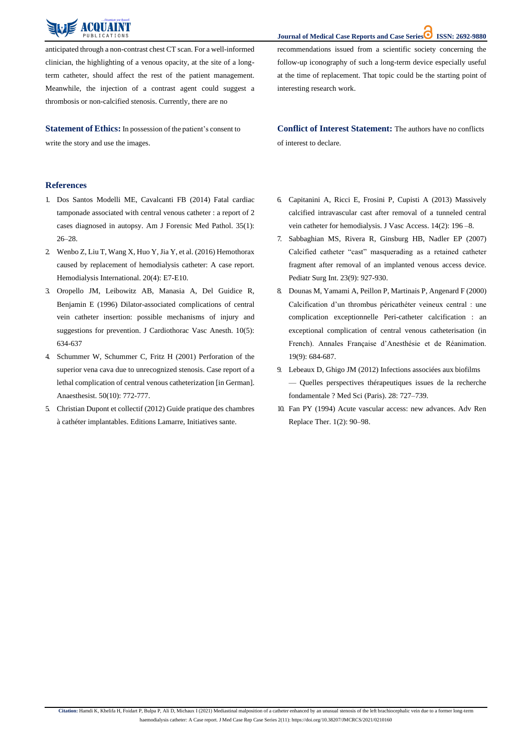anticipated through a non-contrast chest CT scan. For a well-informed clinician, the highlighting of a venous opacity, at the site of a long-term catheter, should affect the rest of the patient management. Meanwhile, the injection of a contrast agent could suggest a thrombosis or non-calcified stenosis. Currently, there are no recommendations issued from a scientific society concerning the follow-up iconography of such a long-term device especially useful at the time of replacement. That topic could be the starting point of interesting research work.

**Statement of Ethics:** In possession of the patient's consent to write the story and use the images.

**Conflict of Interest Statement:** The authors have no conflicts of interest to declare.

## References

1. Dos Santos Modelli ME, Cavalcanti FB (2014) Fatal cardiac tamponade associated with central venous catheter : a report of 2 cases diagnosed in autopsy. Am J Forensic Med Pathol. 35(1): 26–28.
2. Wenbo Z, Liu T, Wang X, Huo Y, Jia Y, et al. (2016) Hemothorax caused by replacement of hemodialysis catheter: A case report. Hemodialysis International. 20(4): E7-E10.
3. Oropello JM, Leibowitz AB, Manasia A, Del Guidice R, Benjamin E (1996) Dilator-associated complications of central vein catheter insertion: possible mechanisms of injury and suggestions for prevention. J Cardiothorac Vasc Anesth. 10(5): 634-637
4. Schummer W, Schummer C, Fritz H (2001) Perforation of the superior vena cava due to unrecognized stenosis. Case report of a lethal complication of central venous catheterization [in German]. Anaesthesist. 50(10): 772-777.
5. Christian Dupont et collectif (2012) Guide pratique des chambres à cathéter implantables. Editions Lamarre, Initiatives sante.
6. Capitanini A, Ricci E, Frosini P, Cupisti A (2013) Massively calcified intravascular cast after removal of a tunneled central vein catheter for hemodialysis. J Vasc Access. 14(2): 196 –8.
7. Sabbaghian MS, Rivera R, Ginsburg HB, Nadler EP (2007) Calcified catheter "cast" masquerading as a retained catheter fragment after removal of an implanted venous access device. Pediatr Surg Int. 23(9): 927-930.
8. Dounas M, Yamami A, Peillon P, Martinais P, Angenard F (2000) Calcification d'un thrombus péricathéter veineux central : une complication exceptionnelle Peri-catheter calcification : an exceptional complication of central venous catheterisation (in French). Annales Française d'Anesthésie et de Réanimation. 19(9): 684-687.
9. Lebeaux D, Ghigo JM (2012) Infections associées aux biofilms — Quelles perspectives thérapeutiques issues de la recherche fondamentale ? Med Sci (Paris). 28: 727–739.
10. Fan PY (1994) Acute vascular access: new advances. Adv Ren Replace Ther. 1(2): 90–98.